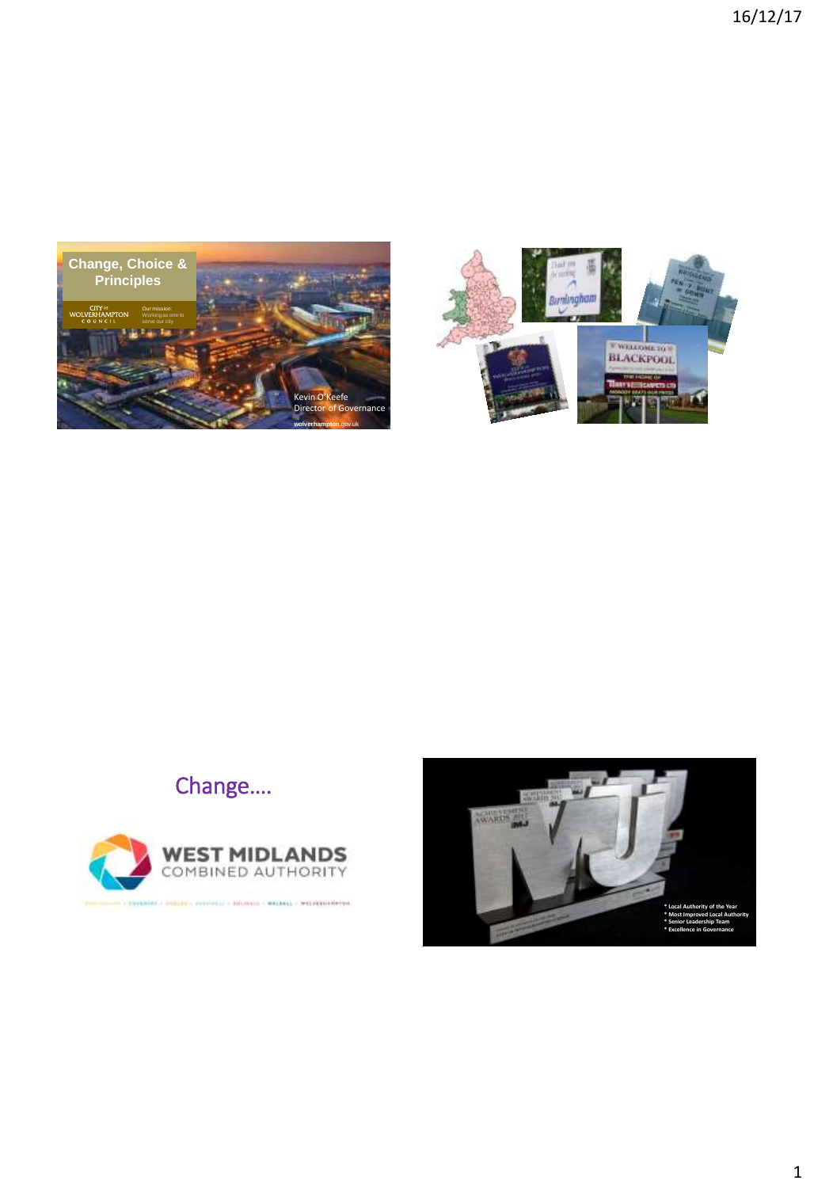# Change, Choice & Principles

CITY of WOLVERHAMPTON COUNCIL

Our mission: Working as one to serve our city

Kevin O'Keefe
Director of Governance

wolverhampton.gov.uk

## Change....

WEST MIDLANDS COMBINED AUTHORITY

* Local Authority of the Year
* Most Improved Local Authority
* Senior Leadership Team
* Excellence in Governance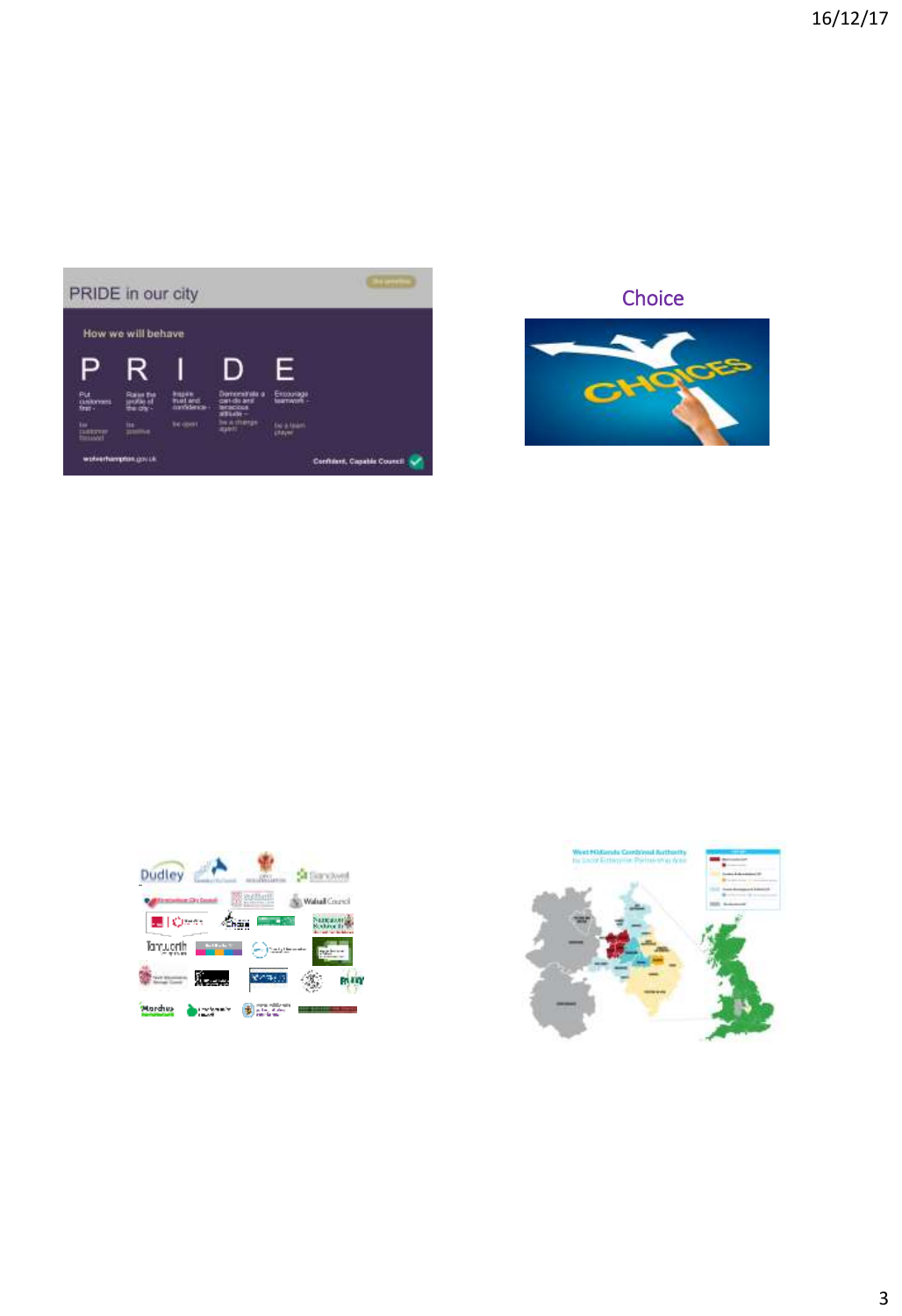## PRIDE in our city

How we will behave

**P** Put customers first - be customer focused

**R** Raise the profile of the city - be positive

**I** Inspire trust and confidence - be open

**D** Demonstrate a can-do and tenacious attitude - be a change agent

**E** Encourage teamwork - be a team player

wolverhampton.gov.uk

Confident, Capable Council

## Choice

CHOICES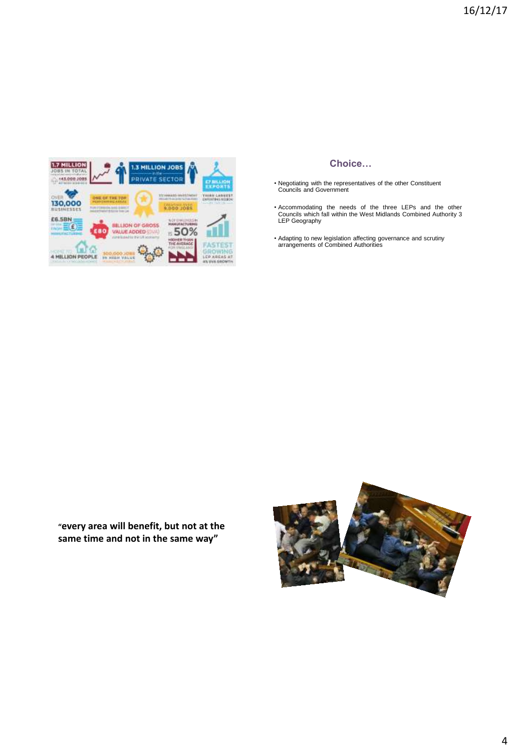## Choice…

- Negotiating with the representatives of the other Constituent Councils and Government
- Accommodating the needs of the three LEPs and the other Councils which fall within the West Midlands Combined Authority 3 LEP Geography
- Adapting to new legislation affecting governance and scrutiny arrangements of Combined Authorities

**"every area will benefit, but not at the same time and not in the same way"**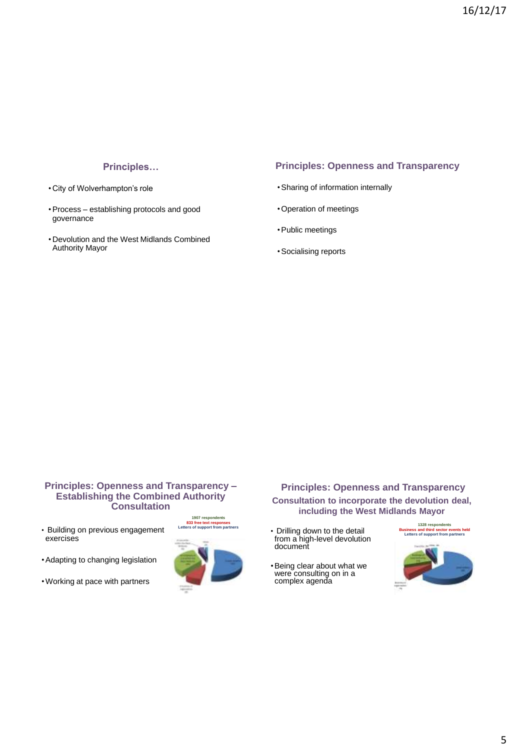## Principles…

- City of Wolverhampton's role
- Process – establishing protocols and good governance
- Devolution and the West Midlands Combined Authority Mayor

## Principles: Openness and Transparency

- Sharing of information internally
- Operation of meetings
- Public meetings
- Socialising reports

## Principles: Openness and Transparency – Establishing the Combined Authority Consultation

- Building on previous engagement exercises
- Adapting to changing legislation
- Working at pace with partners

1907 respondents
833 free text responses
Letters of support from partners

## Principles: Openness and Transparency

### Consultation to incorporate the devolution deal, including the West Midlands Mayor

- Drilling down to the detail from a high-level devolution document
- Being clear about what we were consulting on in a complex agenda

1328 respondents
Business and third sector events held
Letters of support from partners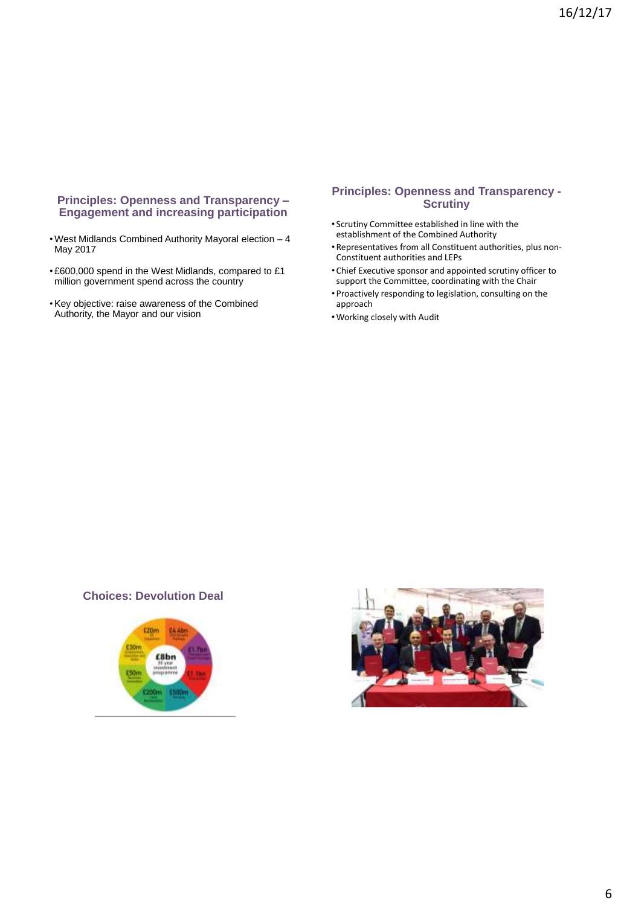## Principles: Openness and Transparency – Engagement and increasing participation

- West Midlands Combined Authority Mayoral election – 4 May 2017
- £600,000 spend in the West Midlands, compared to £1 million government spend across the country
- Key objective: raise awareness of the Combined Authority, the Mayor and our vision

## Principles: Openness and Transparency - Scrutiny

- Scrutiny Committee established in line with the establishment of the Combined Authority
- Representatives from all Constituent authorities, plus non-Constituent authorities and LEPs
- Chief Executive sponsor and appointed scrutiny officer to support the Committee, coordinating with the Chair
- Proactively responding to legislation, consulting on the approach
- Working closely with Audit

## Choices: Devolution Deal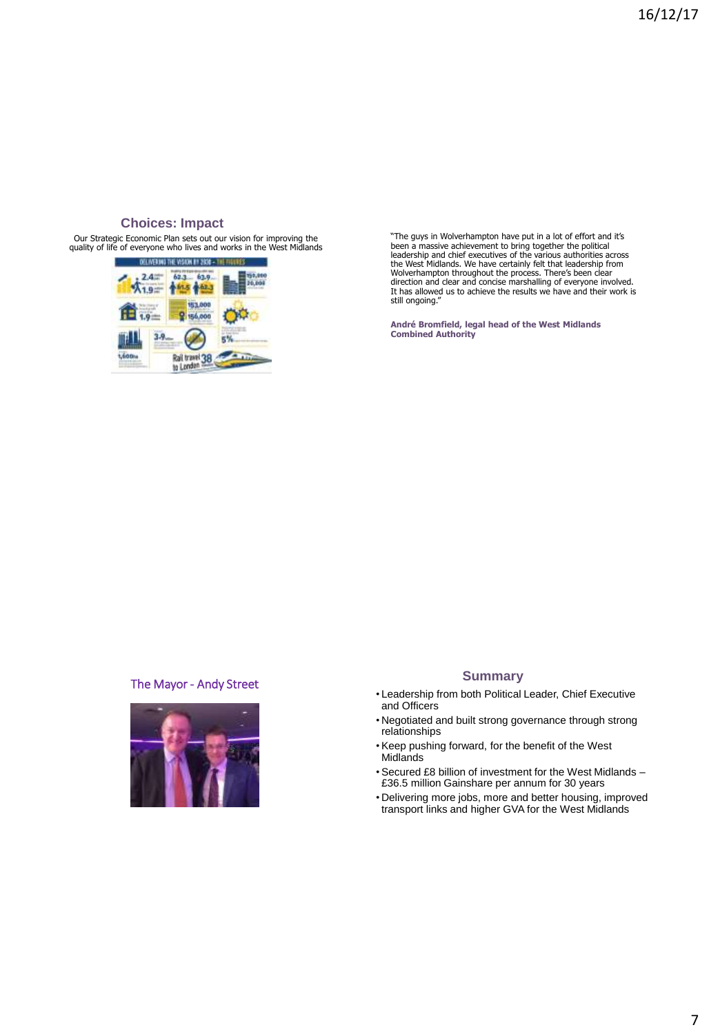## Choices: Impact

Our Strategic Economic Plan sets out our vision for improving the quality of life of everyone who lives and works in the West Midlands

"The guys in Wolverhampton have put in a lot of effort and it's been a massive achievement to bring together the political leadership and chief executives of the various authorities across the West Midlands. We have certainly felt that leadership from Wolverhampton throughout the process. There's been clear direction and clear and concise marshalling of everyone involved. It has allowed us to achieve the results we have and their work is still ongoing."

**André Bromfield, legal head of the West Midlands Combined Authority**

## The Mayor - Andy Street

## Summary

- Leadership from both Political Leader, Chief Executive and Officers
- Negotiated and built strong governance through strong relationships
- Keep pushing forward, for the benefit of the West Midlands
- Secured £8 billion of investment for the West Midlands – £36.5 million Gainshare per annum for 30 years
- Delivering more jobs, more and better housing, improved transport links and higher GVA for the West Midlands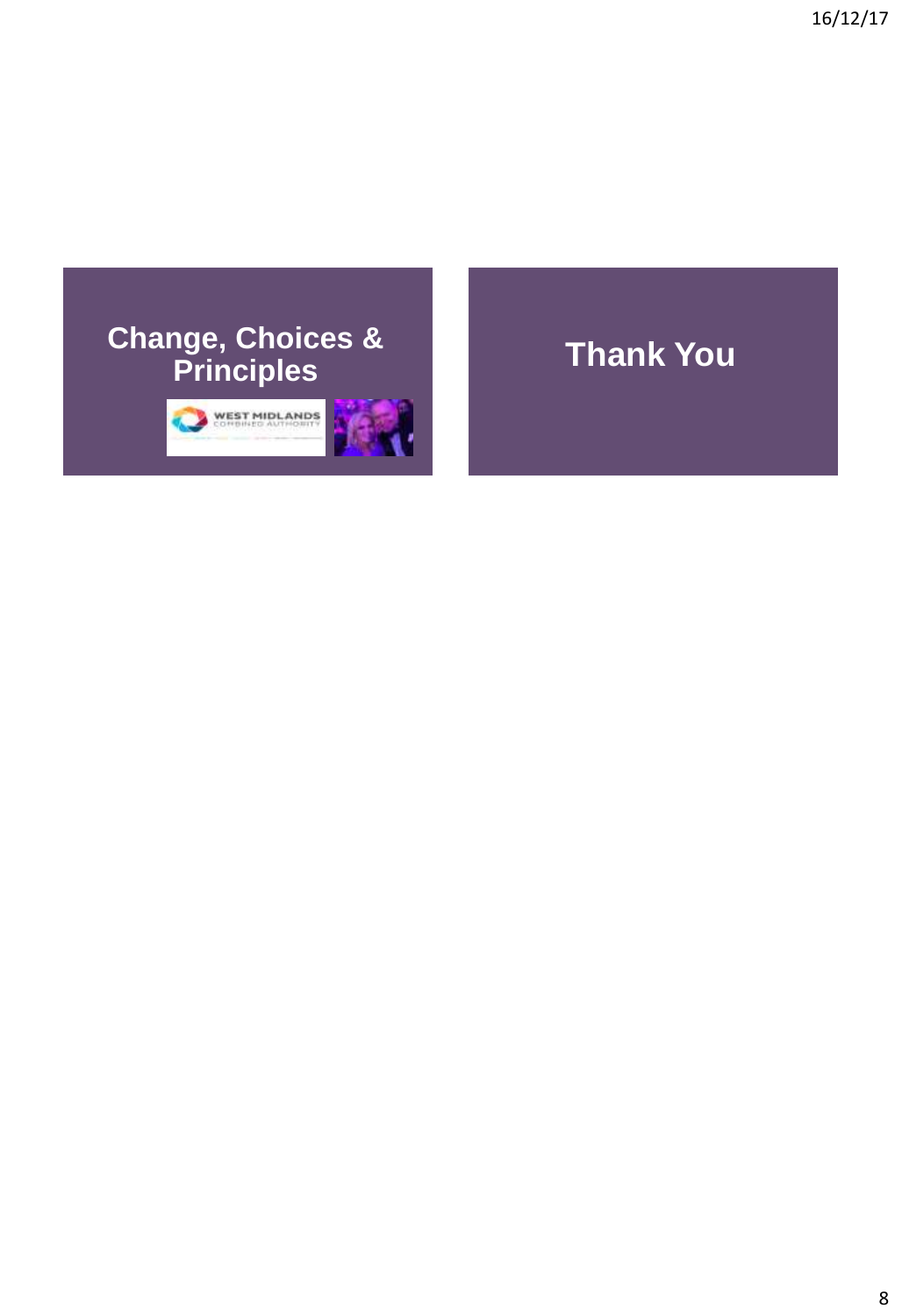## Change, Choices & Principles

WEST MIDLANDS
COMBINED AUTHORITY

## Thank You